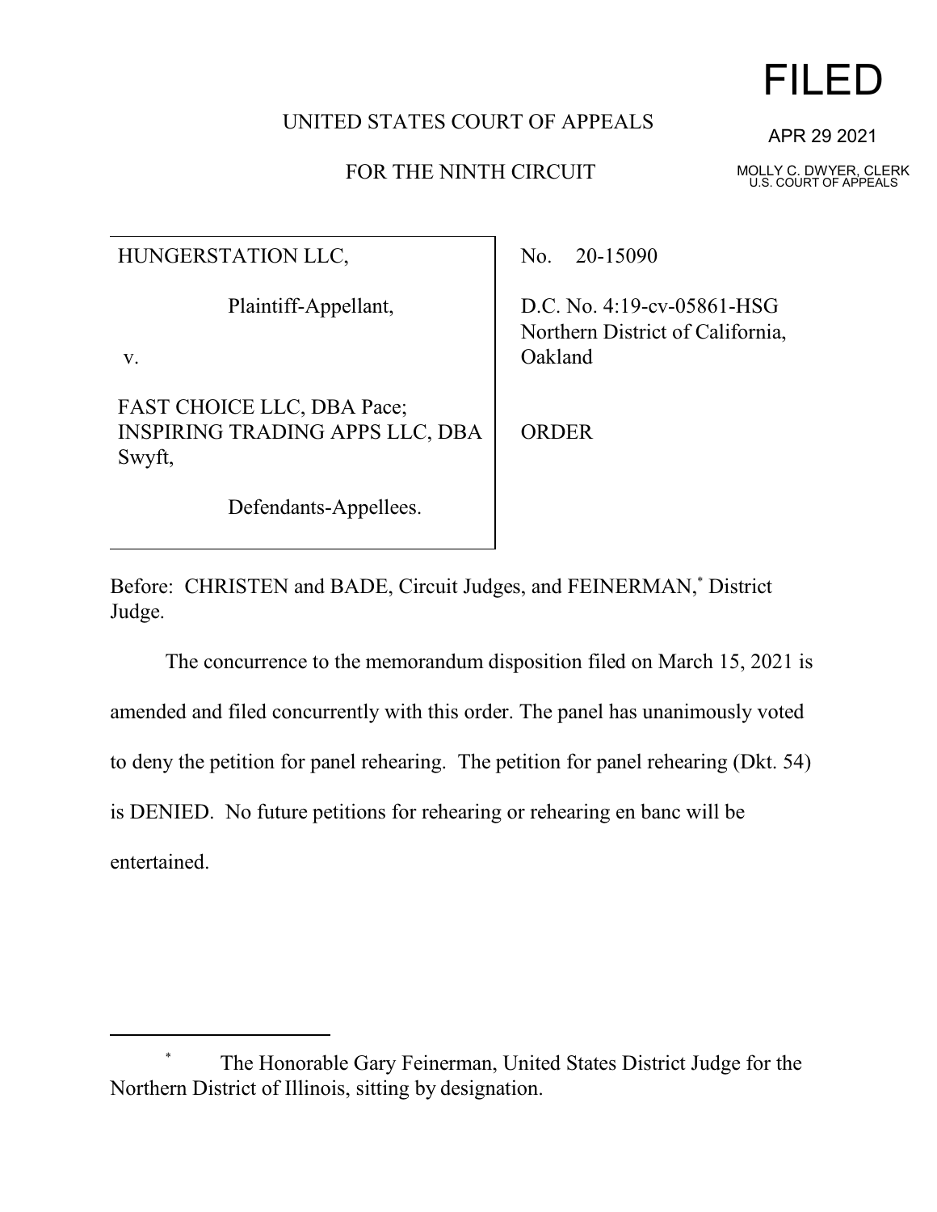FILED

APR 29 2021

MOLLY C. DWYER, CLERK
U.S. COURT OF APPEALS

UNITED STATES COURT OF APPEALS

FOR THE NINTH CIRCUIT

| | |
|---|---|
| HUNGERSTATION LLC,<br><br>Plaintiff-Appellant,<br><br>v.<br><br>FAST CHOICE LLC, DBA Pace; INSPIRING TRADING APPS LLC, DBA Swyft,<br><br>Defendants-Appellees. | No. 20-15090<br><br>D.C. No. 4:19-cv-05861-HSG<br>Northern District of California, Oakland<br><br>ORDER |

Before: CHRISTEN and BADE, Circuit Judges, and FEINERMAN,* District Judge.

The concurrence to the memorandum disposition filed on March 15, 2021 is amended and filed concurrently with this order. The panel has unanimously voted to deny the petition for panel rehearing. The petition for panel rehearing (Dkt. 54) is DENIED. No future petitions for rehearing or rehearing en banc will be entertained.

---

* The Honorable Gary Feinerman, United States District Judge for the Northern District of Illinois, sitting by designation.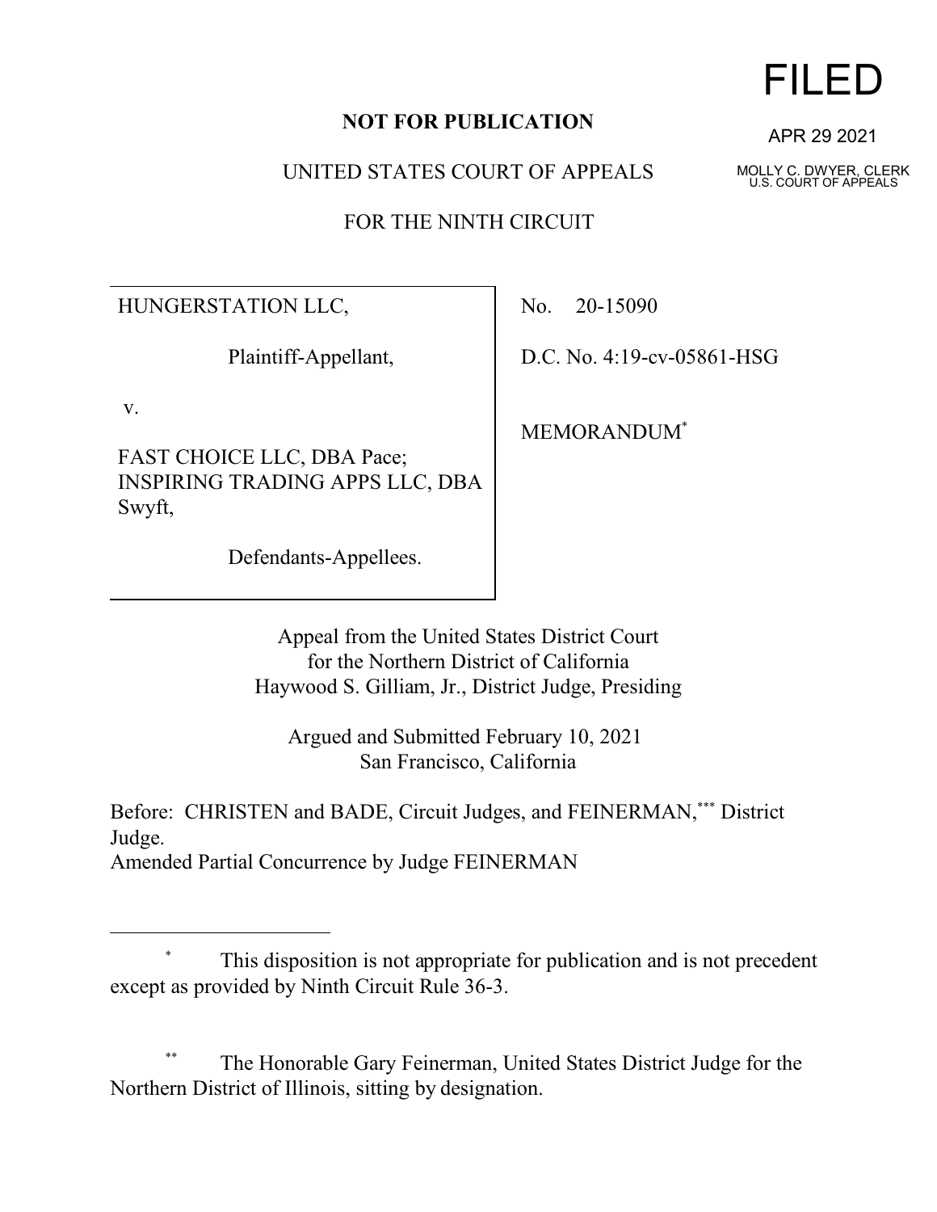# FILED

APR 29 2021

MOLLY C. DWYER, CLERK
U.S. COURT OF APPEALS

**NOT FOR PUBLICATION**

UNITED STATES COURT OF APPEALS

FOR THE NINTH CIRCUIT

| | |
|---|---|
| HUNGERSTATION LLC,<br><br>Plaintiff-Appellant,<br><br>v.<br><br>FAST CHOICE LLC, DBA Pace; INSPIRING TRADING APPS LLC, DBA Swyft,<br><br>Defendants-Appellees. | No. 20-15090<br><br>D.C. No. 4:19-cv-05861-HSG<br><br>MEMORANDUM[*] |

Appeal from the United States District Court
for the Northern District of California
Haywood S. Gilliam, Jr., District Judge, Presiding

Argued and Submitted February 10, 2021
San Francisco, California

Before: CHRISTEN and BADE, Circuit Judges, and FEINERMAN,[***] District Judge.
Amended Partial Concurrence by Judge FEINERMAN

---

[*] This disposition is not appropriate for publication and is not precedent except as provided by Ninth Circuit Rule 36-3.

[**] The Honorable Gary Feinerman, United States District Judge for the Northern District of Illinois, sitting by designation.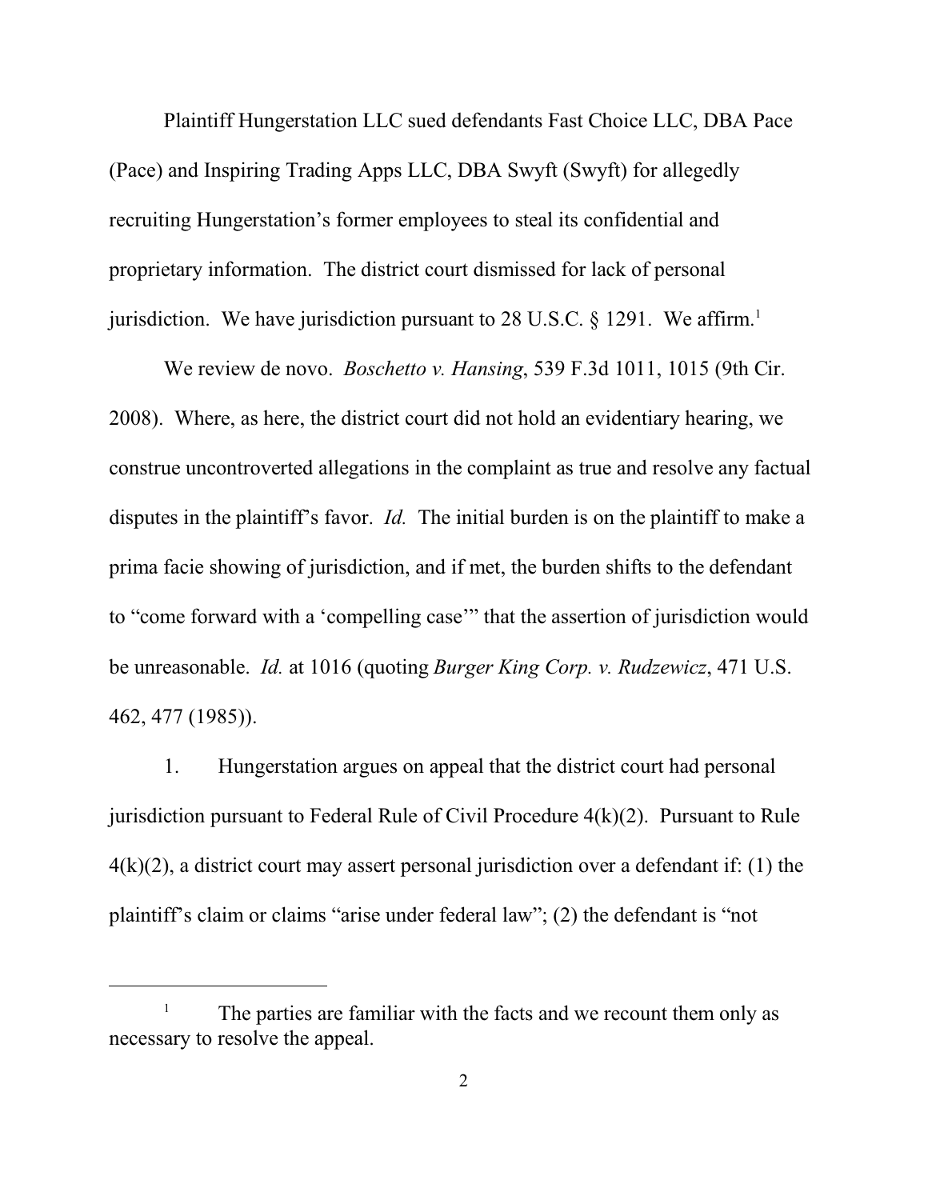Plaintiff Hungerstation LLC sued defendants Fast Choice LLC, DBA Pace (Pace) and Inspiring Trading Apps LLC, DBA Swyft (Swyft) for allegedly recruiting Hungerstation's former employees to steal its confidential and proprietary information. The district court dismissed for lack of personal jurisdiction. We have jurisdiction pursuant to 28 U.S.C. § 1291. We affirm.[1]

We review de novo. *Boschetto v. Hansing*, 539 F.3d 1011, 1015 (9th Cir. 2008). Where, as here, the district court did not hold an evidentiary hearing, we construe uncontroverted allegations in the complaint as true and resolve any factual disputes in the plaintiff's favor. *Id.* The initial burden is on the plaintiff to make a prima facie showing of jurisdiction, and if met, the burden shifts to the defendant to "come forward with a 'compelling case'" that the assertion of jurisdiction would be unreasonable. *Id.* at 1016 (quoting *Burger King Corp. v. Rudzewicz*, 471 U.S. 462, 477 (1985)).

1. Hungerstation argues on appeal that the district court had personal jurisdiction pursuant to Federal Rule of Civil Procedure 4(k)(2). Pursuant to Rule 4(k)(2), a district court may assert personal jurisdiction over a defendant if: (1) the plaintiff's claim or claims "arise under federal law"; (2) the defendant is "not

[1] The parties are familiar with the facts and we recount them only as necessary to resolve the appeal.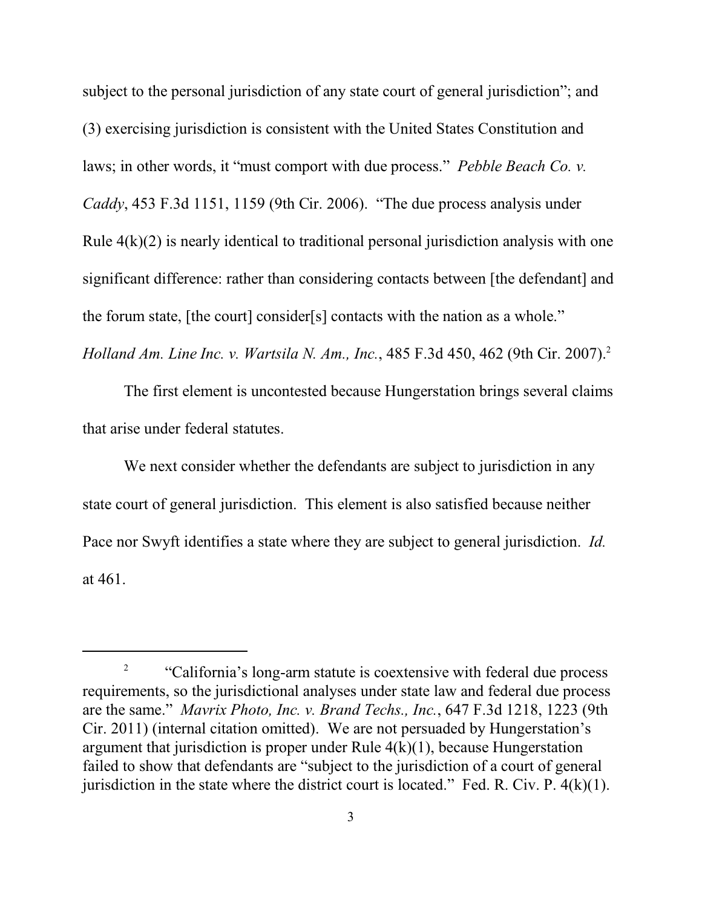subject to the personal jurisdiction of any state court of general jurisdiction"; and (3) exercising jurisdiction is consistent with the United States Constitution and laws; in other words, it "must comport with due process." *Pebble Beach Co. v. Caddy*, 453 F.3d 1151, 1159 (9th Cir. 2006). "The due process analysis under Rule 4(k)(2) is nearly identical to traditional personal jurisdiction analysis with one significant difference: rather than considering contacts between [the defendant] and the forum state, [the court] consider[s] contacts with the nation as a whole." *Holland Am. Line Inc. v. Wartsila N. Am., Inc.*, 485 F.3d 450, 462 (9th Cir. 2007).[2]

The first element is uncontested because Hungerstation brings several claims that arise under federal statutes.

We next consider whether the defendants are subject to jurisdiction in any state court of general jurisdiction. This element is also satisfied because neither Pace nor Swyft identifies a state where they are subject to general jurisdiction. *Id.* at 461.

---

[2] "California's long-arm statute is coextensive with federal due process requirements, so the jurisdictional analyses under state law and federal due process are the same." *Mavrix Photo, Inc. v. Brand Techs., Inc.*, 647 F.3d 1218, 1223 (9th Cir. 2011) (internal citation omitted). We are not persuaded by Hungerstation's argument that jurisdiction is proper under Rule 4(k)(1), because Hungerstation failed to show that defendants are "subject to the jurisdiction of a court of general jurisdiction in the state where the district court is located." Fed. R. Civ. P. 4(k)(1).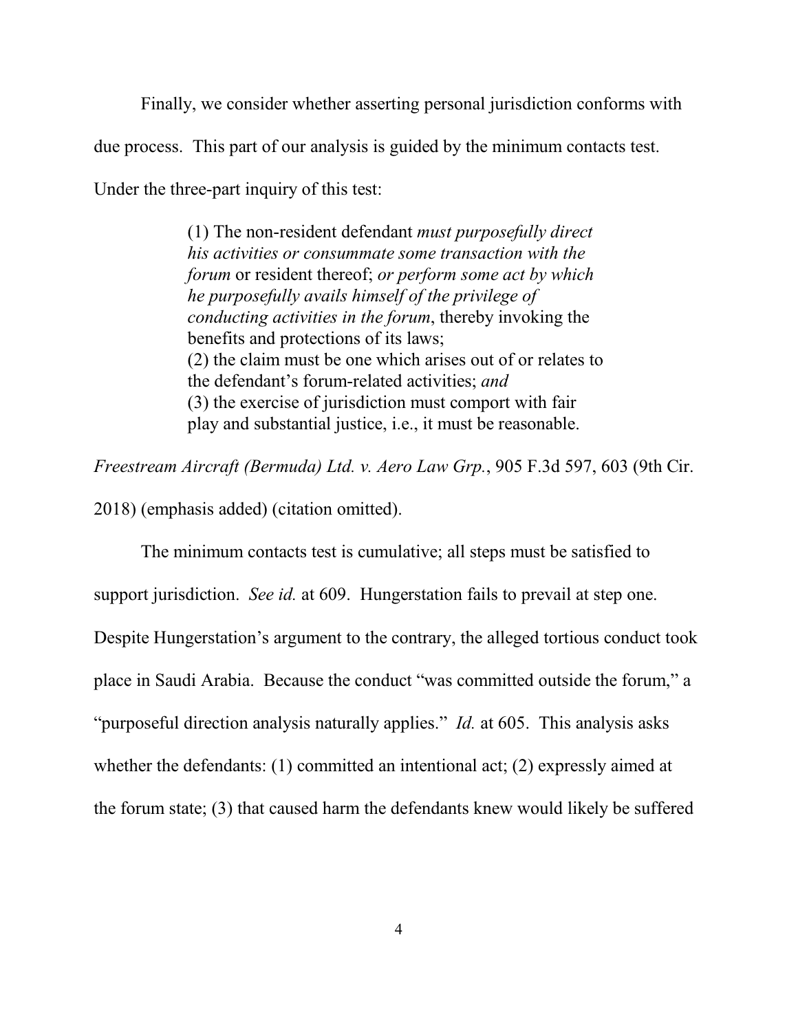Finally, we consider whether asserting personal jurisdiction conforms with due process. This part of our analysis is guided by the minimum contacts test. Under the three-part inquiry of this test:

> (1) The non-resident defendant *must purposefully direct his activities or consummate some transaction with the forum* or resident thereof; *or perform some act by which he purposefully avails himself of the privilege of conducting activities in the forum*, thereby invoking the benefits and protections of its laws;
> (2) the claim must be one which arises out of or relates to the defendant's forum-related activities; *and*
> (3) the exercise of jurisdiction must comport with fair play and substantial justice, i.e., it must be reasonable.

*Freestream Aircraft (Bermuda) Ltd. v. Aero Law Grp.*, 905 F.3d 597, 603 (9th Cir. 2018) (emphasis added) (citation omitted).

The minimum contacts test is cumulative; all steps must be satisfied to support jurisdiction. *See id.* at 609. Hungerstation fails to prevail at step one. Despite Hungerstation's argument to the contrary, the alleged tortious conduct took place in Saudi Arabia. Because the conduct "was committed outside the forum," a "purposeful direction analysis naturally applies." *Id.* at 605. This analysis asks whether the defendants: (1) committed an intentional act; (2) expressly aimed at the forum state; (3) that caused harm the defendants knew would likely be suffered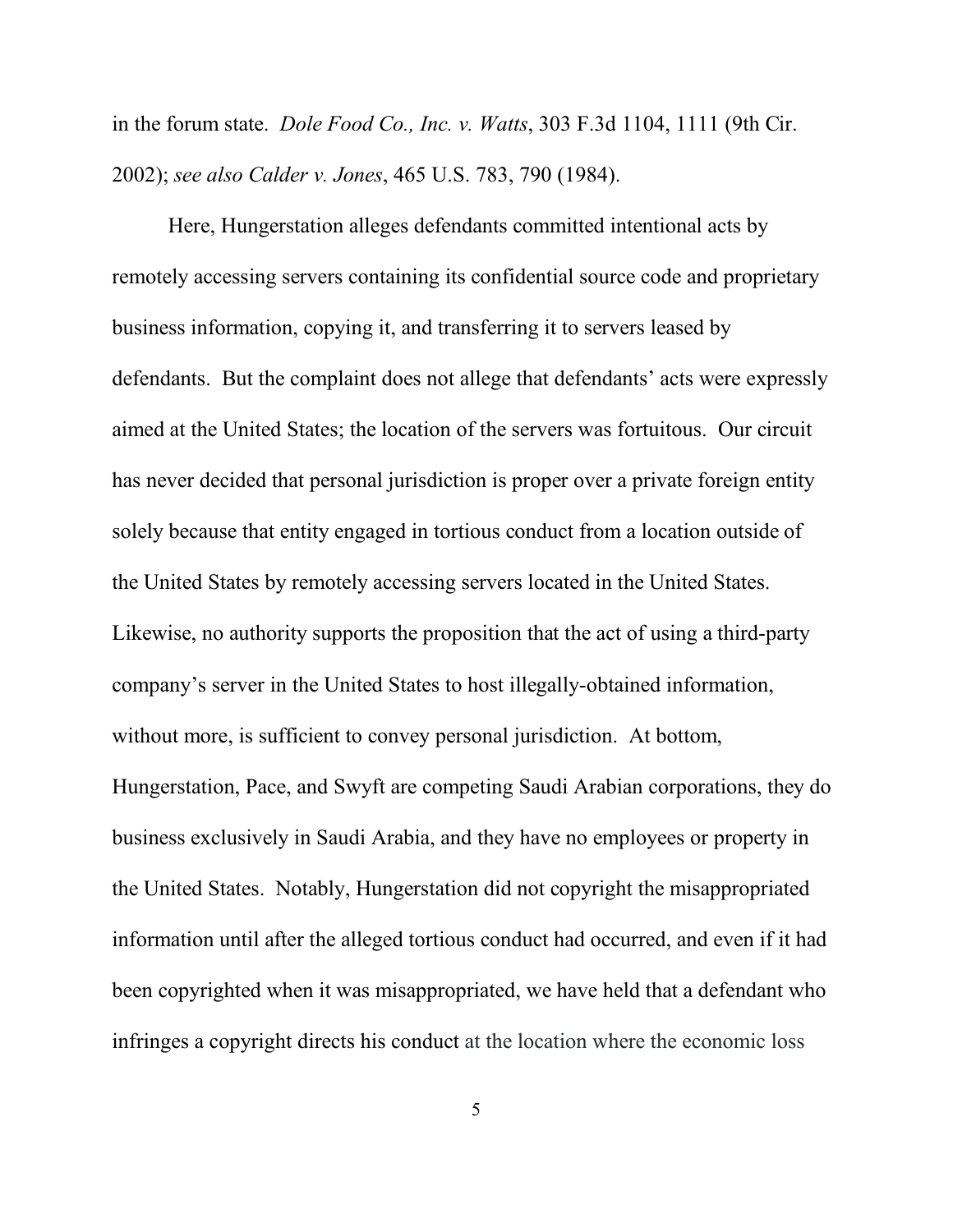in the forum state. *Dole Food Co., Inc. v. Watts*, 303 F.3d 1104, 1111 (9th Cir. 2002); *see also Calder v. Jones*, 465 U.S. 783, 790 (1984).

Here, Hungerstation alleges defendants committed intentional acts by remotely accessing servers containing its confidential source code and proprietary business information, copying it, and transferring it to servers leased by defendants. But the complaint does not allege that defendants' acts were expressly aimed at the United States; the location of the servers was fortuitous. Our circuit has never decided that personal jurisdiction is proper over a private foreign entity solely because that entity engaged in tortious conduct from a location outside of the United States by remotely accessing servers located in the United States. Likewise, no authority supports the proposition that the act of using a third-party company's server in the United States to host illegally-obtained information, without more, is sufficient to convey personal jurisdiction. At bottom, Hungerstation, Pace, and Swyft are competing Saudi Arabian corporations, they do business exclusively in Saudi Arabia, and they have no employees or property in the United States. Notably, Hungerstation did not copyright the misappropriated information until after the alleged tortious conduct had occurred, and even if it had been copyrighted when it was misappropriated, we have held that a defendant who infringes a copyright directs his conduct at the location where the economic loss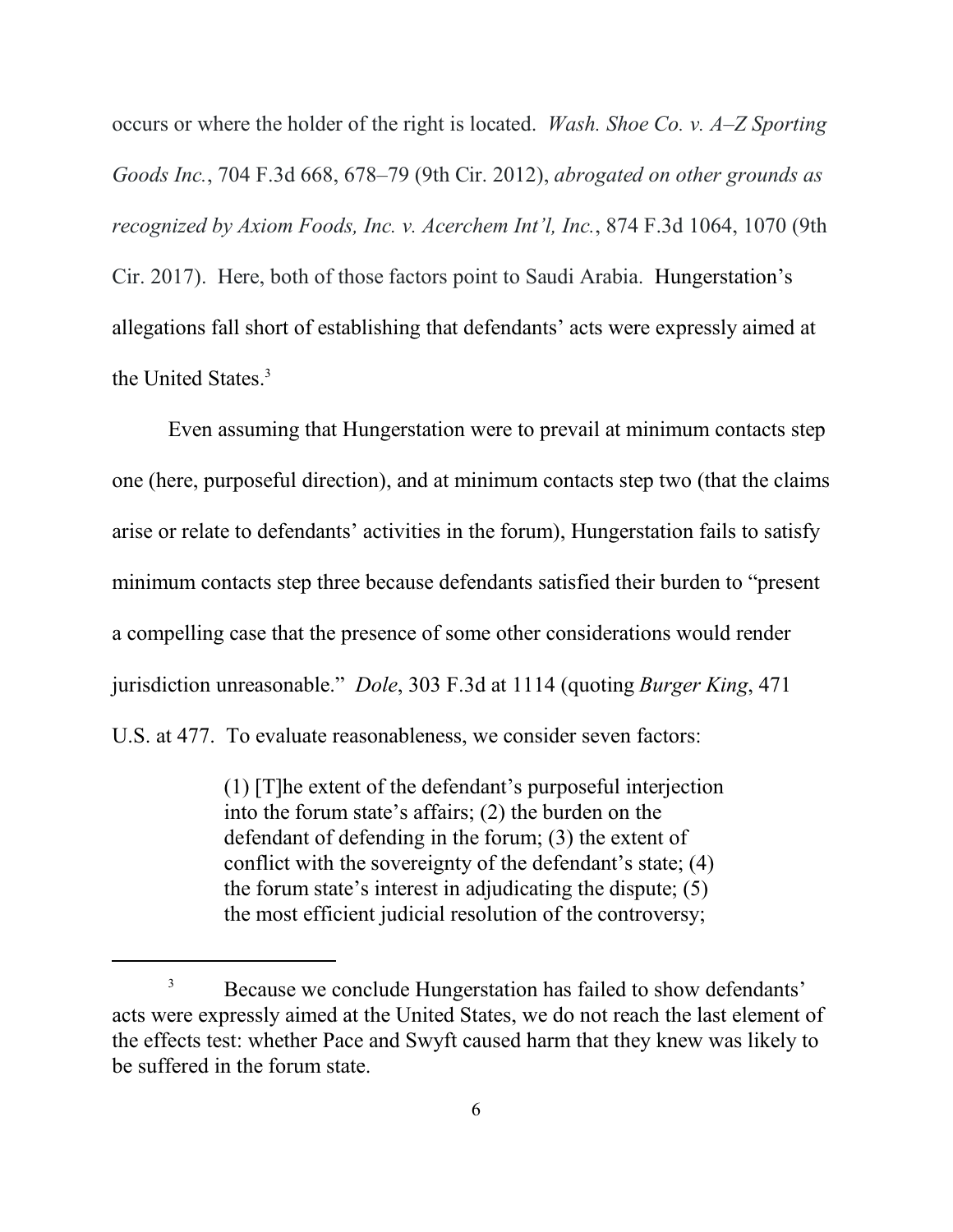occurs or where the holder of the right is located. *Wash. Shoe Co. v. A–Z Sporting Goods Inc.*, 704 F.3d 668, 678–79 (9th Cir. 2012), *abrogated on other grounds as recognized by Axiom Foods, Inc. v. Acerchem Int'l, Inc.*, 874 F.3d 1064, 1070 (9th Cir. 2017). Here, both of those factors point to Saudi Arabia. Hungerstation's allegations fall short of establishing that defendants' acts were expressly aimed at the United States.[3]

Even assuming that Hungerstation were to prevail at minimum contacts step one (here, purposeful direction), and at minimum contacts step two (that the claims arise or relate to defendants' activities in the forum), Hungerstation fails to satisfy minimum contacts step three because defendants satisfied their burden to "present a compelling case that the presence of some other considerations would render jurisdiction unreasonable." *Dole*, 303 F.3d at 1114 (quoting *Burger King*, 471 U.S. at 477. To evaluate reasonableness, we consider seven factors:

> (1) [T]he extent of the defendant's purposeful interjection into the forum state's affairs; (2) the burden on the defendant of defending in the forum; (3) the extent of conflict with the sovereignty of the defendant's state; (4) the forum state's interest in adjudicating the dispute; (5) the most efficient judicial resolution of the controversy;

---

[3] Because we conclude Hungerstation has failed to show defendants' acts were expressly aimed at the United States, we do not reach the last element of the effects test: whether Pace and Swyft caused harm that they knew was likely to be suffered in the forum state.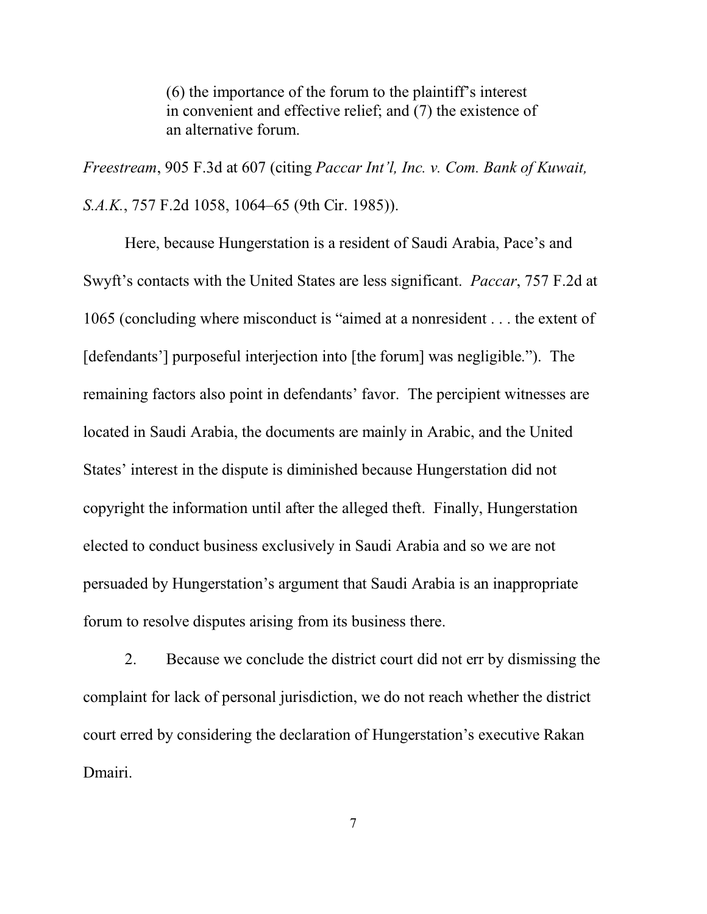> (6) the importance of the forum to the plaintiff's interest in convenient and effective relief; and (7) the existence of an alternative forum.

*Freestream*, 905 F.3d at 607 (citing *Paccar Int'l, Inc. v. Com. Bank of Kuwait, S.A.K.*, 757 F.2d 1058, 1064–65 (9th Cir. 1985)).

Here, because Hungerstation is a resident of Saudi Arabia, Pace's and Swyft's contacts with the United States are less significant. *Paccar*, 757 F.2d at 1065 (concluding where misconduct is "aimed at a nonresident . . . the extent of [defendants'] purposeful interjection into [the forum] was negligible."). The remaining factors also point in defendants' favor. The percipient witnesses are located in Saudi Arabia, the documents are mainly in Arabic, and the United States' interest in the dispute is diminished because Hungerstation did not copyright the information until after the alleged theft. Finally, Hungerstation elected to conduct business exclusively in Saudi Arabia and so we are not persuaded by Hungerstation's argument that Saudi Arabia is an inappropriate forum to resolve disputes arising from its business there.

2. Because we conclude the district court did not err by dismissing the complaint for lack of personal jurisdiction, we do not reach whether the district court erred by considering the declaration of Hungerstation's executive Rakan Dmairi.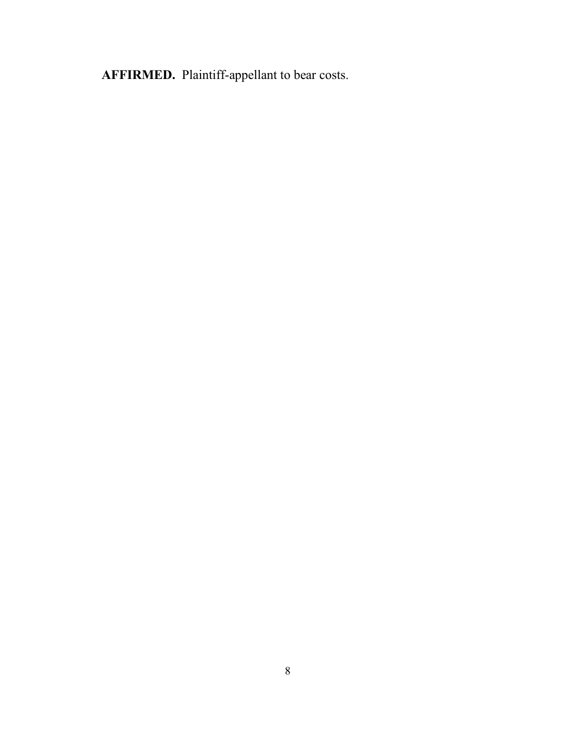**AFFIRMED.** Plaintiff-appellant to bear costs.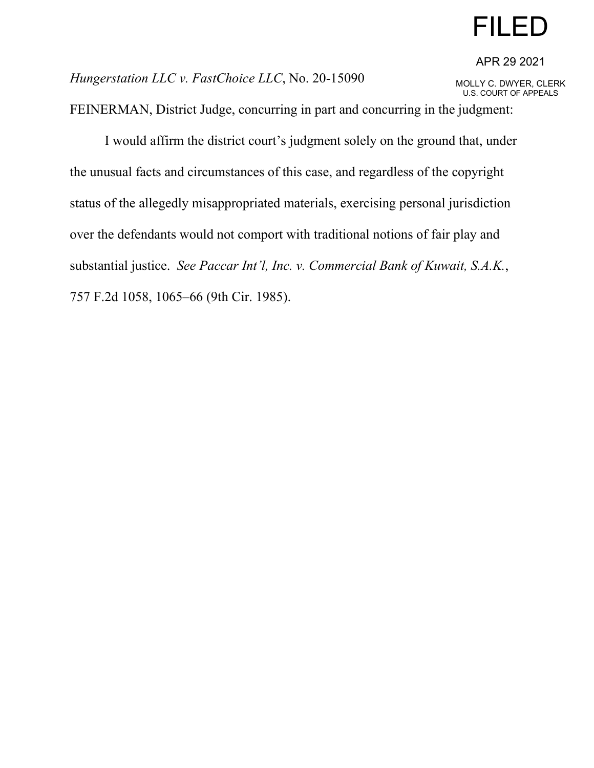FILED

APR 29 2021

MOLLY C. DWYER, CLERK
U.S. COURT OF APPEALS

*Hungerstation LLC v. FastChoice LLC*, No. 20-15090

FEINERMAN, District Judge, concurring in part and concurring in the judgment:

I would affirm the district court's judgment solely on the ground that, under the unusual facts and circumstances of this case, and regardless of the copyright status of the allegedly misappropriated materials, exercising personal jurisdiction over the defendants would not comport with traditional notions of fair play and substantial justice. *See Paccar Int'l, Inc. v. Commercial Bank of Kuwait, S.A.K.*, 757 F.2d 1058, 1065–66 (9th Cir. 1985).